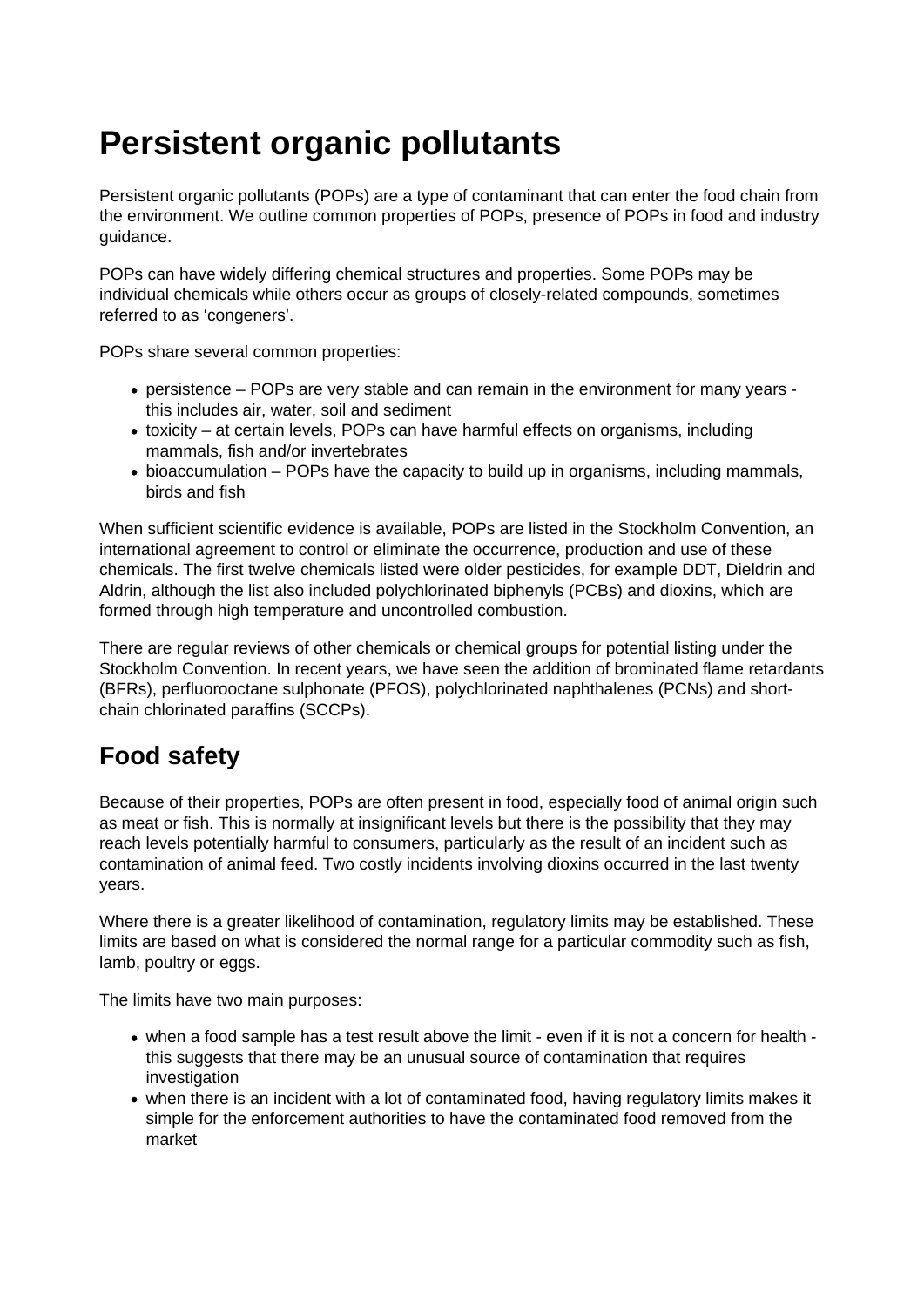# Persistent organic pollutants

Persistent organic pollutants (POPs) are a type of contaminant that can enter the food chain from the environment. We outline common properties of POPs, presence of POPs in food and industry guidance.

POPs can have widely differing chemical structures and properties. Some POPs may be individual chemicals while others occur as groups of closely-related compounds, sometimes referred to as 'congeners'.

POPs share several common properties:

- persistence – POPs are very stable and can remain in the environment for many years - this includes air, water, soil and sediment
- toxicity – at certain levels, POPs can have harmful effects on organisms, including mammals, fish and/or invertebrates
- bioaccumulation – POPs have the capacity to build up in organisms, including mammals, birds and fish

When sufficient scientific evidence is available, POPs are listed in the Stockholm Convention, an international agreement to control or eliminate the occurrence, production and use of these chemicals. The first twelve chemicals listed were older pesticides, for example DDT, Dieldrin and Aldrin, although the list also included polychlorinated biphenyls (PCBs) and dioxins, which are formed through high temperature and uncontrolled combustion.

There are regular reviews of other chemicals or chemical groups for potential listing under the Stockholm Convention. In recent years, we have seen the addition of brominated flame retardants (BFRs), perfluorooctane sulphonate (PFOS), polychlorinated naphthalenes (PCNs) and short-chain chlorinated paraffins (SCCPs).

## Food safety

Because of their properties, POPs are often present in food, especially food of animal origin such as meat or fish. This is normally at insignificant levels but there is the possibility that they may reach levels potentially harmful to consumers, particularly as the result of an incident such as contamination of animal feed. Two costly incidents involving dioxins occurred in the last twenty years.

Where there is a greater likelihood of contamination, regulatory limits may be established. These limits are based on what is considered the normal range for a particular commodity such as fish, lamb, poultry or eggs.

The limits have two main purposes:

- when a food sample has a test result above the limit - even if it is not a concern for health - this suggests that there may be an unusual source of contamination that requires investigation
- when there is an incident with a lot of contaminated food, having regulatory limits makes it simple for the enforcement authorities to have the contaminated food removed from the market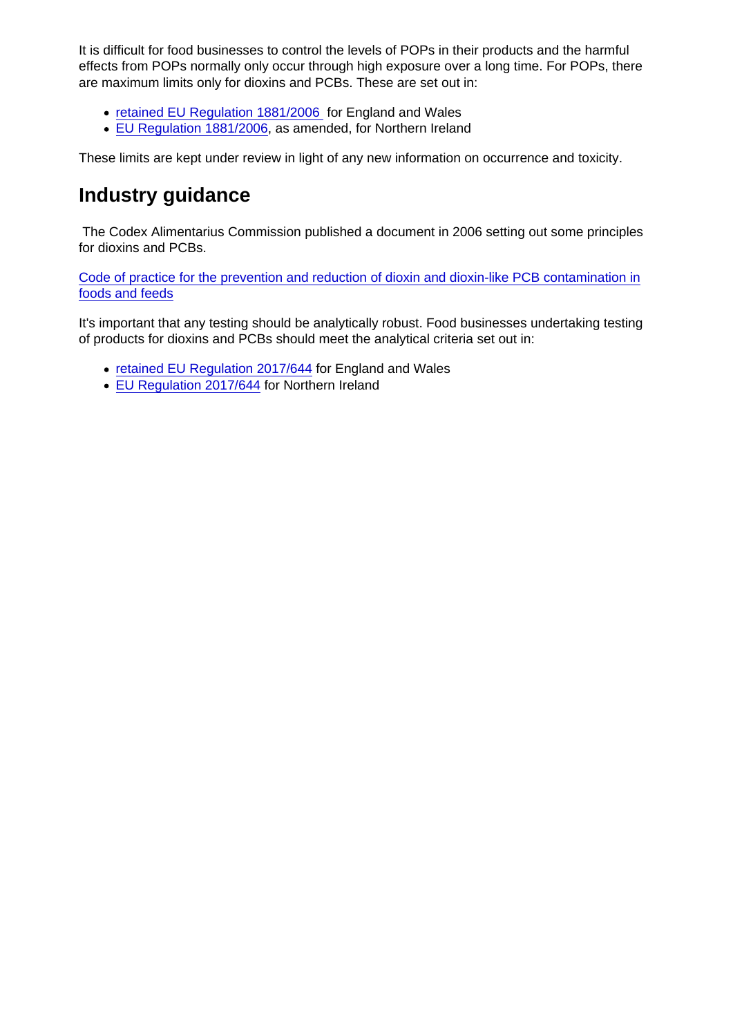It is difficult for food businesses to control the levels of POPs in their products and the harmful effects from POPs normally only occur through high exposure over a long time. For POPs, there are maximum limits only for dioxins and PCBs. These are set out in:

- retained EU Regulation 1881/2006 for England and Wales
- EU Regulation 1881/2006, as amended, for Northern Ireland

These limits are kept under review in light of any new information on occurrence and toxicity.

## Industry guidance

The Codex Alimentarius Commission published a document in 2006 setting out some principles for dioxins and PCBs.

Code of practice for the prevention and reduction of dioxin and dioxin-like PCB contamination in foods and feeds

It's important that any testing should be analytically robust. Food businesses undertaking testing of products for dioxins and PCBs should meet the analytical criteria set out in:

- retained EU Regulation 2017/644 for England and Wales
- EU Regulation 2017/644 for Northern Ireland